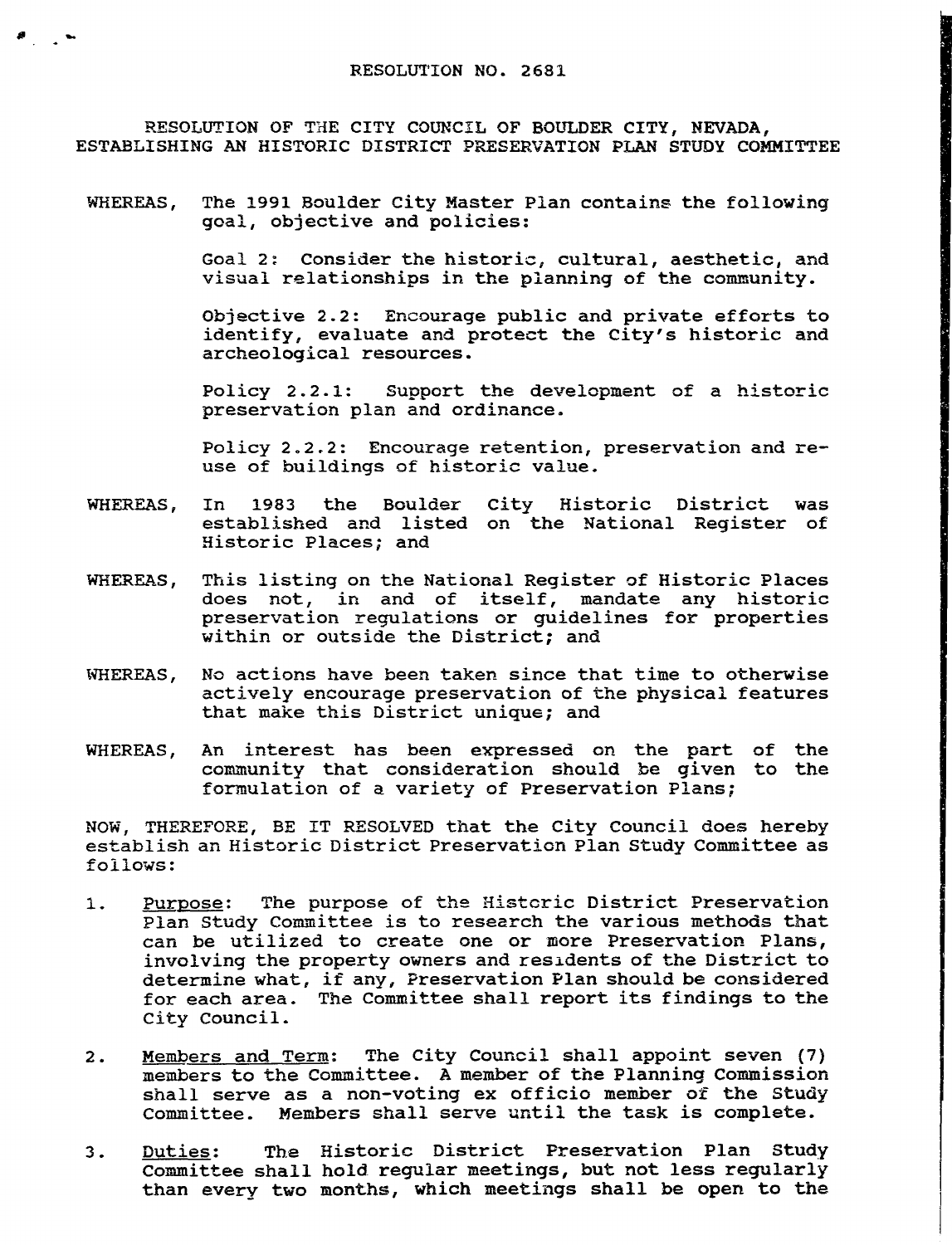# RESOLUTION NO. 2681

## RESOLUTION OF THE CITY COUNCIL OF BOULDER CITY, NEVADA, ESTABLISHING AN HISTORIC DISTRICT PRESERVATION PLAN STUDY COMMITTEE

WHEREAS, The 1991 Boulder City Master Plan contains the following goal, objective and policies:

> Goal 2: Consider the historic, cultural, aesthetic, and visual relationships in the planning of the community.
>
> Objective 2.2: Encourage public and private efforts to identify, evaluate and protect the City's historic and archeological resources.
>
> Policy 2.2.1: Support the development of a historic preservation plan and ordinance.
>
> Policy 2.2.2: Encourage retention, preservation and re-use of buildings of historic value.

WHEREAS, In 1983 the Boulder City Historic District was established and listed on the National Register of Historic Places; and

WHEREAS, This listing on the National Register of Historic Places does not, in and of itself, mandate any historic preservation regulations or guidelines for properties within or outside the District; and

WHEREAS, No actions have been taken since that time to otherwise actively encourage preservation of the physical features that make this District unique; and

WHEREAS, An interest has been expressed on the part of the community that consideration should be given to the formulation of a variety of Preservation Plans;

NOW, THEREFORE, BE IT RESOLVED that the City Council does hereby establish an Historic District Preservation Plan Study Committee as follows:

1. Purpose: The purpose of the Historic District Preservation Plan Study Committee is to research the various methods that can be utilized to create one or more Preservation Plans, involving the property owners and residents of the District to determine what, if any, Preservation Plan should be considered for each area. The Committee shall report its findings to the City Council.

2. Members and Term: The City Council shall appoint seven (7) members to the Committee. A member of the Planning Commission shall serve as a non-voting ex officio member of the Study Committee. Members shall serve until the task is complete.

3. Duties: The Historic District Preservation Plan Study Committee shall hold regular meetings, but not less regularly than every two months, which meetings shall be open to the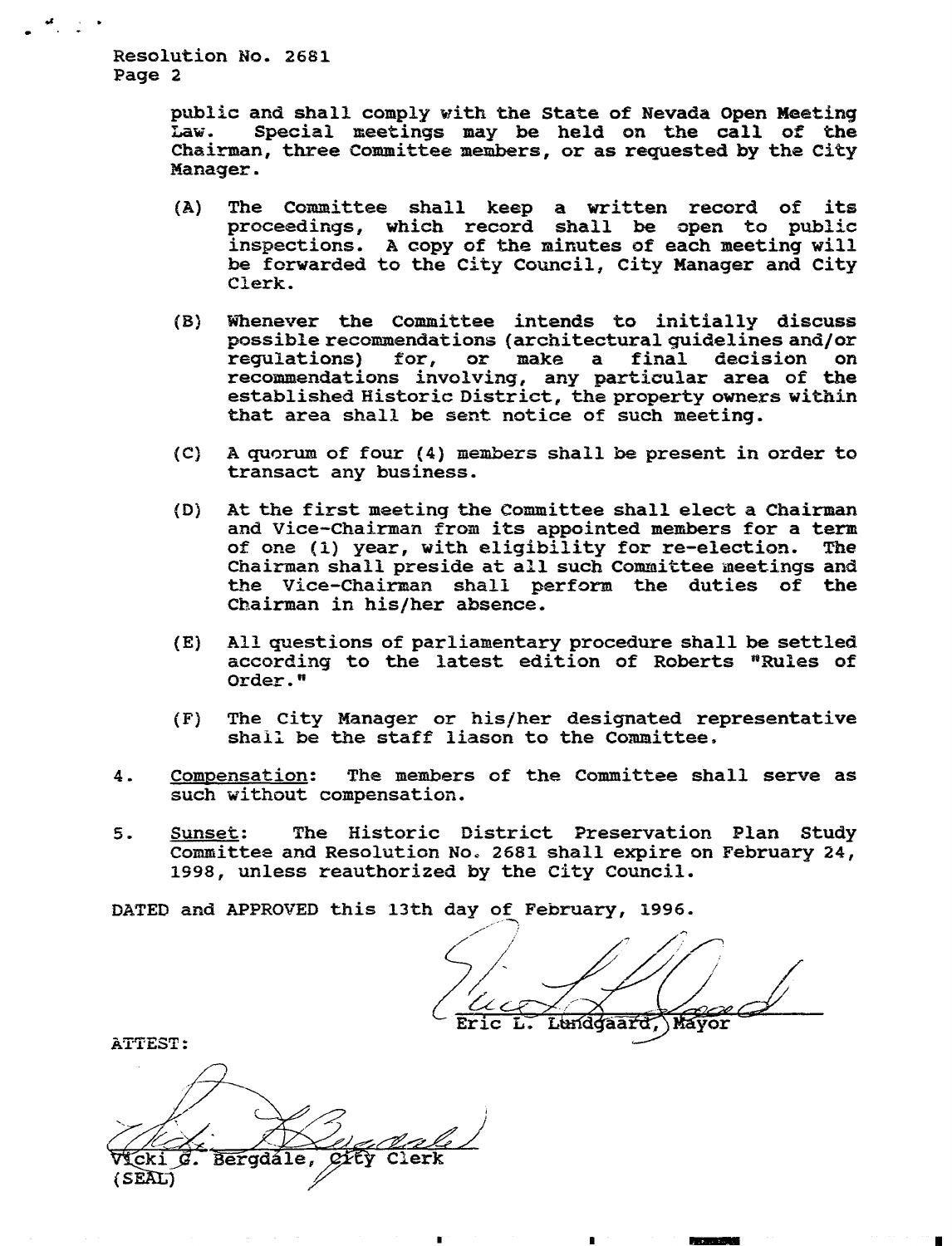public and shall comply with the State of Nevada Open Meeting Law. Special meetings may be held on the call of the Chairman, three Committee members, or as requested by the City Manager.

(A) The Committee shall keep a written record of its proceedings, which record shall be open to public inspections. A copy of the minutes of each meeting will be forwarded to the City Council, City Manager and City Clerk.

(B) Whenever the Committee intends to initially discuss possible recommendations (architectural guidelines and/or regulations) for, or make a final decision on recommendations involving, any particular area of the established Historic District, the property owners within that area shall be sent notice of such meeting.

(C) A quorum of four (4) members shall be present in order to transact any business.

(D) At the first meeting the Committee shall elect a Chairman and Vice-Chairman from its appointed members for a term of one (1) year, with eligibility for re-election. The Chairman shall preside at all such Committee meetings and the Vice-Chairman shall perform the duties of the Chairman in his/her absence.

(E) All questions of parliamentary procedure shall be settled according to the latest edition of Roberts "Rules of Order."

(F) The City Manager or his/her designated representative shall be the staff liason to the Committee.

4. Compensation: The members of the Committee shall serve as such without compensation.

5. Sunset: The Historic District Preservation Plan Study Committee and Resolution No. 2681 shall expire on February 24, 1998, unless reauthorized by the City Council.

DATED and APPROVED this 13th day of February, 1996.

Eric L. Lundgaard, Mayor

ATTEST:

Vicki G. Bergdale, City Clerk
(SEAL)